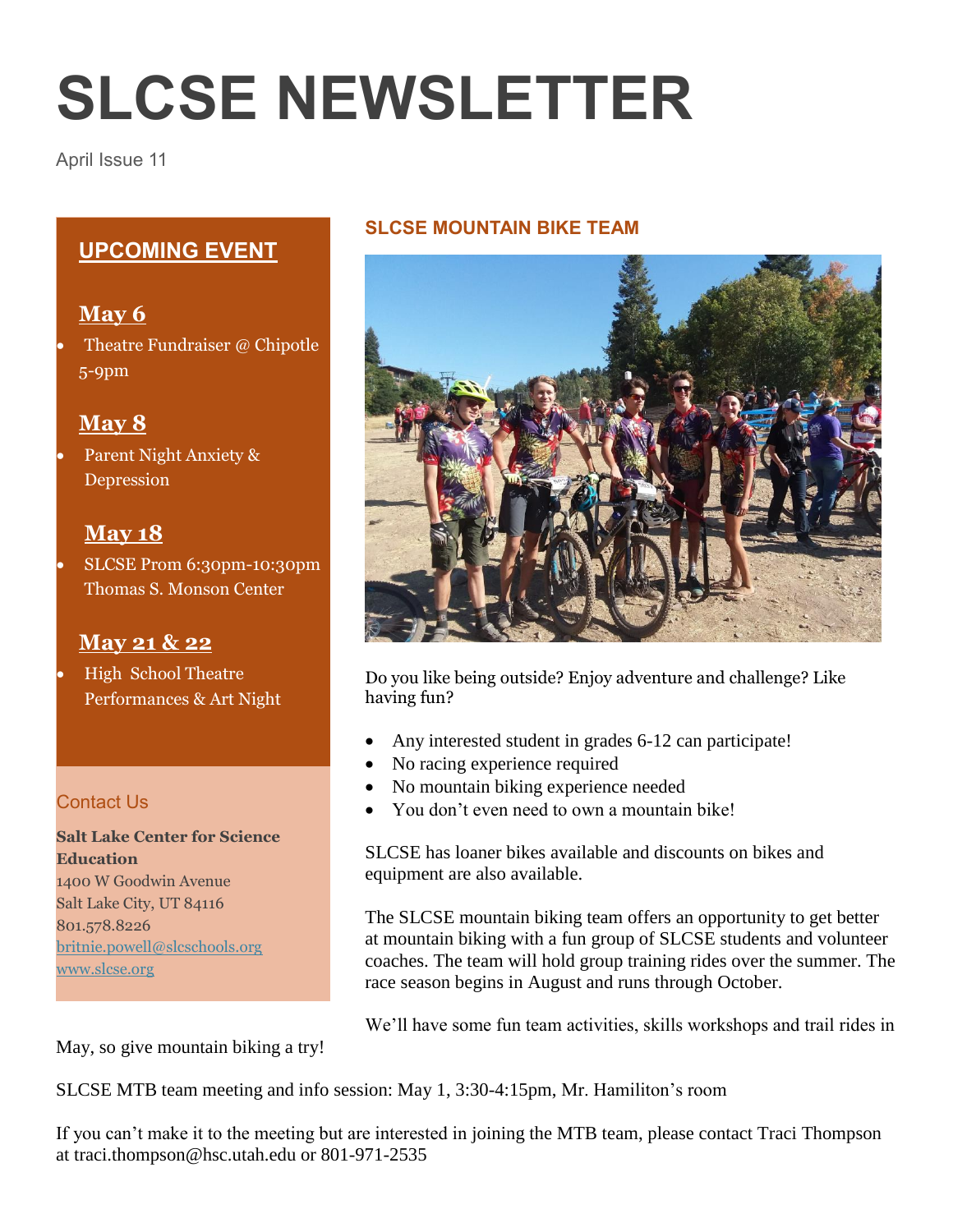# SLCSE NEWSLETTER

April Issue 11

## UPCOMING EVENT

### May 6

- Theatre Fundraiser @ Chipotle 5-9pm

### May 8

- Parent Night Anxiety & Depression

### May 18

- SLCSE Prom 6:30pm-10:30pm Thomas S. Monson Center

### May 21 & 22

- High School Theatre Performances & Art Night

Contact Us

**Salt Lake Center for Science Education**
1400 W Goodwin Avenue
Salt Lake City, UT 84116
801.578.8226
britnie.powell@slcschools.org
www.slcse.org

## SLCSE MOUNTAIN BIKE TEAM

Do you like being outside? Enjoy adventure and challenge? Like having fun?

- Any interested student in grades 6-12 can participate!
- No racing experience required
- No mountain biking experience needed
- You don't even need to own a mountain bike!

SLCSE has loaner bikes available and discounts on bikes and equipment are also available.

The SLCSE mountain biking team offers an opportunity to get better at mountain biking with a fun group of SLCSE students and volunteer coaches. The team will hold group training rides over the summer. The race season begins in August and runs through October.

We'll have some fun team activities, skills workshops and trail rides in May, so give mountain biking a try!

SLCSE MTB team meeting and info session: May 1, 3:30-4:15pm, Mr. Hamiliton's room

If you can't make it to the meeting but are interested in joining the MTB team, please contact Traci Thompson at traci.thompson@hsc.utah.edu or 801-971-2535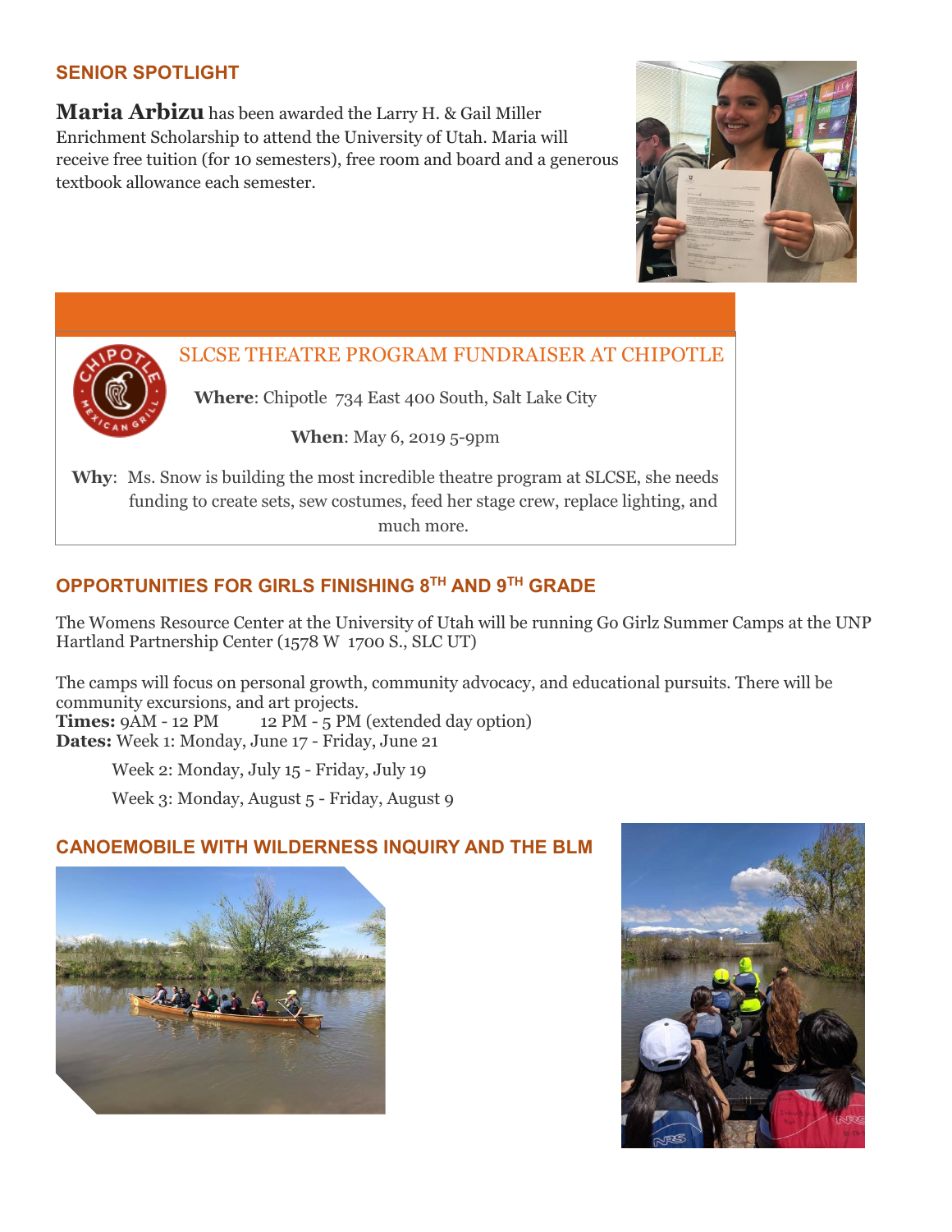## SENIOR SPOTLIGHT

**Maria Arbizu** has been awarded the Larry H. & Gail Miller Enrichment Scholarship to attend the University of Utah. Maria will receive free tuition (for 10 semesters), free room and board and a generous textbook allowance each semester.

## SLCSE THEATRE PROGRAM FUNDRAISER AT CHIPOTLE

**Where**: Chipotle 734 East 400 South, Salt Lake City

**When**: May 6, 2019 5-9pm

**Why**: Ms. Snow is building the most incredible theatre program at SLCSE, she needs funding to create sets, sew costumes, feed her stage crew, replace lighting, and much more.

## OPPORTUNITIES FOR GIRLS FINISHING 8TH AND 9TH GRADE

The Womens Resource Center at the University of Utah will be running Go Girlz Summer Camps at the UNP Hartland Partnership Center (1578 W 1700 S., SLC UT)

The camps will focus on personal growth, community advocacy, and educational pursuits. There will be community excursions, and art projects.

**Times:** 9AM - 12 PM 12 PM - 5 PM (extended day option)

**Dates:** Week 1: Monday, June 17 - Friday, June 21

Week 2: Monday, July 15 - Friday, July 19

Week 3: Monday, August 5 - Friday, August 9

## CANOEMOBILE WITH WILDERNESS INQUIRY AND THE BLM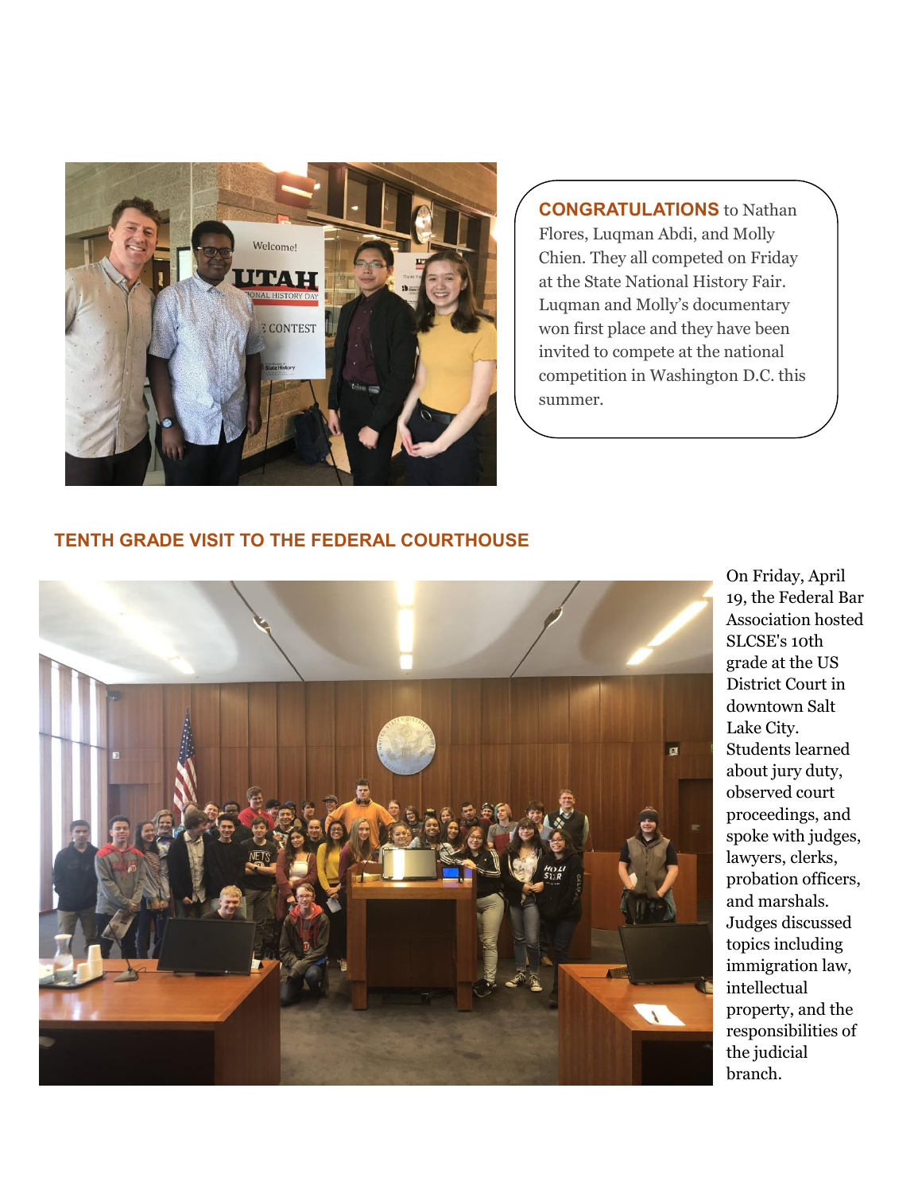**CONGRATULATIONS** to Nathan Flores, Luqman Abdi, and Molly Chien. They all competed on Friday at the State National History Fair. Luqman and Molly's documentary won first place and they have been invited to compete at the national competition in Washington D.C. this summer.

## TENTH GRADE VISIT TO THE FEDERAL COURTHOUSE

On Friday, April 19, the Federal Bar Association hosted SLCSE's 10th grade at the US District Court in downtown Salt Lake City. Students learned about jury duty, observed court proceedings, and spoke with judges, lawyers, clerks, probation officers, and marshals. Judges discussed topics including immigration law, intellectual property, and the responsibilities of the judicial branch.